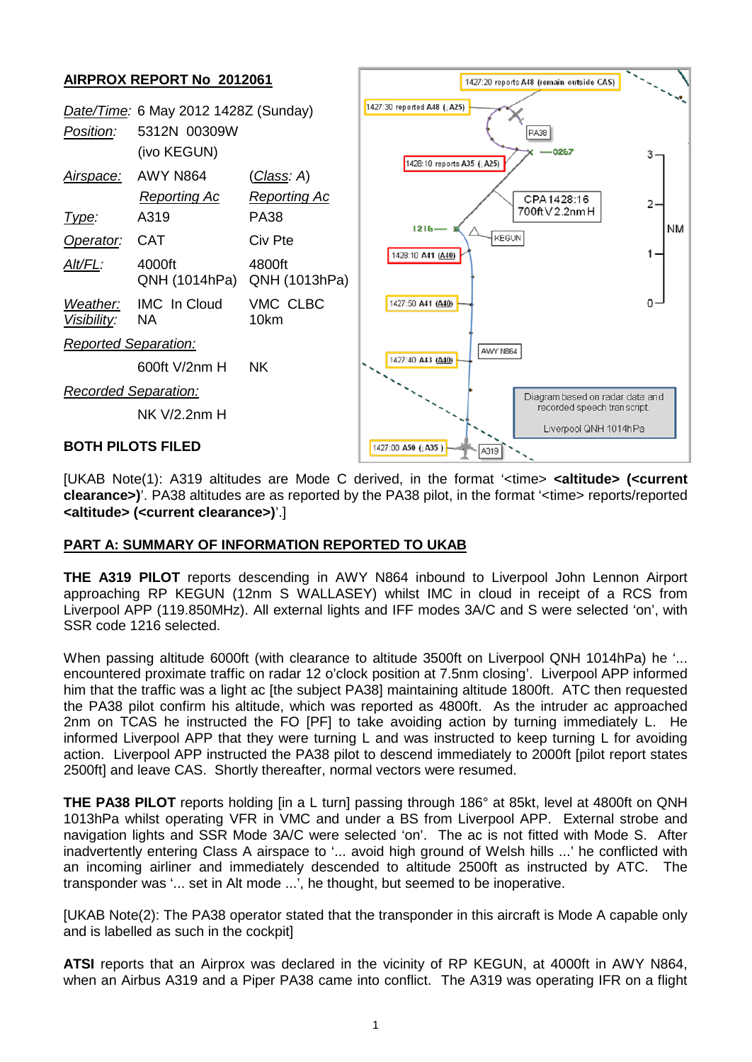**AIRPROX REPORT No 2012061**

| | | |
|---|---|---|
| *Date/Time:* | 6 May 2012 1428Z (Sunday) | |
| *Position:* | 5312N 00309W (ivo KEGUN) | |
| *Airspace:* | AWY N864 | (*Class*: A) |
| | *Reporting Ac* | *Reporting Ac* |
| *Type:* | A319 | PA38 |
| *Operator:* | CAT | Civ Pte |
| *Alt/FL:* | 4000ft QNH (1014hPa) | 4800ft QNH (1013hPa) |
| *Weather:* | IMC In Cloud | VMC CLBC |
| *Visibility:* | NA | 10km |
| *Reported Separation:* | | |
| | 600ft V/2nm H | NK |
| *Recorded Separation:* | | |
| | NK V/2.2nm H | |

**BOTH PILOTS FILED**

1427:20 reports A48 (remain outside CAS)
1427:30 reported A48 (↓A25)
1428:10 reports A35 (↓A25)
CPA 1428:16 700ft V 2.2nm H
1428:10 A41 (A40)
1427:50 A41 (A40)
1427:40 A43 (A40)
1427:00 A50 (↓A35)
PA38 0267 1216 KEGUN AWY N864 A319
Diagram based on radar data and recorded speech transcript. Liverpool QNH 1014hPa

[UKAB Note(1): A319 altitudes are Mode C derived, in the format '<time> **<altitude> (<current clearance>)**'. PA38 altitudes are as reported by the PA38 pilot, in the format '<time> reports/reported **<altitude> (<current clearance>)**'.]

**PART A: SUMMARY OF INFORMATION REPORTED TO UKAB**

**THE A319 PILOT** reports descending in AWY N864 inbound to Liverpool John Lennon Airport approaching RP KEGUN (12nm S WALLASEY) whilst IMC in cloud in receipt of a RCS from Liverpool APP (119.850MHz). All external lights and IFF modes 3A/C and S were selected 'on', with SSR code 1216 selected.

When passing altitude 6000ft (with clearance to altitude 3500ft on Liverpool QNH 1014hPa) he '... encountered proximate traffic on radar 12 o'clock position at 7.5nm closing'. Liverpool APP informed him that the traffic was a light ac [the subject PA38] maintaining altitude 1800ft. ATC then requested the PA38 pilot confirm his altitude, which was reported as 4800ft. As the intruder ac approached 2nm on TCAS he instructed the FO [PF] to take avoiding action by turning immediately L. He informed Liverpool APP that they were turning L and was instructed to keep turning L for avoiding action. Liverpool APP instructed the PA38 pilot to descend immediately to 2000ft [pilot report states 2500ft] and leave CAS. Shortly thereafter, normal vectors were resumed.

**THE PA38 PILOT** reports holding [in a L turn] passing through 186° at 85kt, level at 4800ft on QNH 1013hPa whilst operating VFR in VMC and under a BS from Liverpool APP. External strobe and navigation lights and SSR Mode 3A/C were selected 'on'. The ac is not fitted with Mode S. After inadvertently entering Class A airspace to '... avoid high ground of Welsh hills ...' he conflicted with an incoming airliner and immediately descended to altitude 2500ft as instructed by ATC. The transponder was '... set in Alt mode ...', he thought, but seemed to be inoperative.

[UKAB Note(2): The PA38 operator stated that the transponder in this aircraft is Mode A capable only and is labelled as such in the cockpit]

**ATSI** reports that an Airprox was declared in the vicinity of RP KEGUN, at 4000ft in AWY N864, when an Airbus A319 and a Piper PA38 came into conflict. The A319 was operating IFR on a flight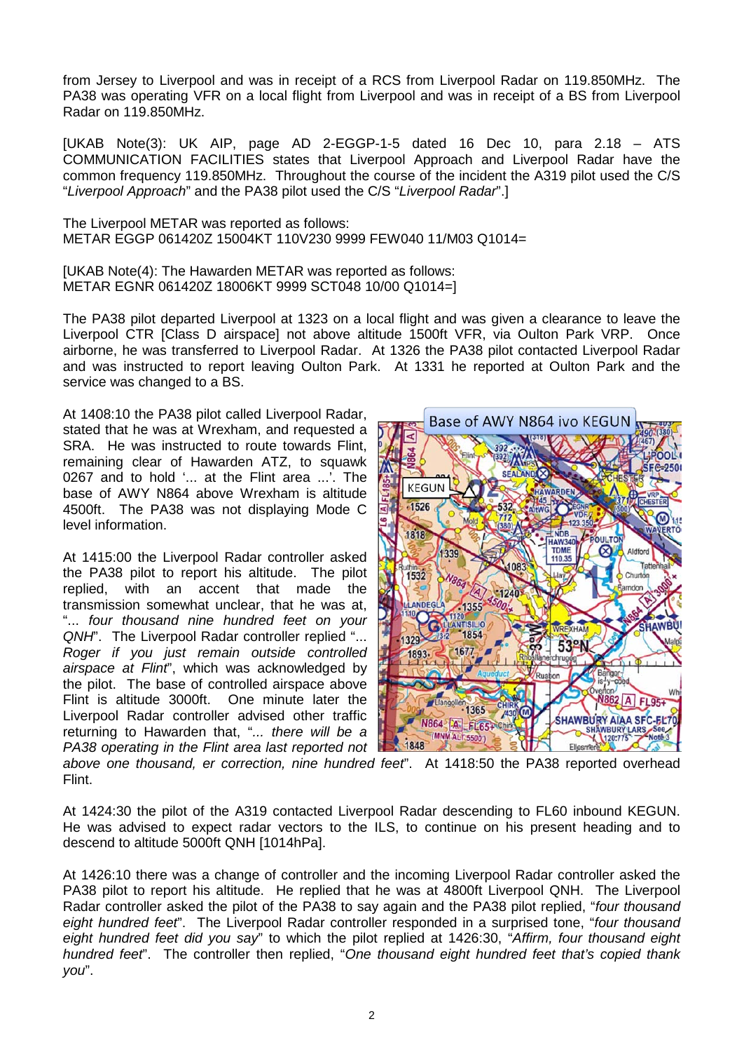from Jersey to Liverpool and was in receipt of a RCS from Liverpool Radar on 119.850MHz. The PA38 was operating VFR on a local flight from Liverpool and was in receipt of a BS from Liverpool Radar on 119.850MHz.

[UKAB Note(3): UK AIP, page AD 2-EGGP-1-5 dated 16 Dec 10, para 2.18 – ATS COMMUNICATION FACILITIES states that Liverpool Approach and Liverpool Radar have the common frequency 119.850MHz. Throughout the course of the incident the A319 pilot used the C/S "*Liverpool Approach*" and the PA38 pilot used the C/S "*Liverpool Radar*".]

The Liverpool METAR was reported as follows:
METAR EGGP 061420Z 15004KT 110V230 9999 FEW040 11/M03 Q1014=

[UKAB Note(4): The Hawarden METAR was reported as follows:
METAR EGNR 061420Z 18006KT 9999 SCT048 10/00 Q1014=]

The PA38 pilot departed Liverpool at 1323 on a local flight and was given a clearance to leave the Liverpool CTR [Class D airspace] not above altitude 1500ft VFR, via Oulton Park VRP. Once airborne, he was transferred to Liverpool Radar. At 1326 the PA38 pilot contacted Liverpool Radar and was instructed to report leaving Oulton Park. At 1331 he reported at Oulton Park and the service was changed to a BS.

At 1408:10 the PA38 pilot called Liverpool Radar, stated that he was at Wrexham, and requested a SRA. He was instructed to route towards Flint, remaining clear of Hawarden ATZ, to squawk 0267 and to hold '... at the Flint area ...'. The base of AWY N864 above Wrexham is altitude 4500ft. The PA38 was not displaying Mode C level information.

Base of AWY N864 ivo KEGUN

At 1415:00 the Liverpool Radar controller asked the PA38 pilot to report his altitude. The pilot replied, with an accent that made the transmission somewhat unclear, that he was at, "*... four thousand nine hundred feet on your QNH*". The Liverpool Radar controller replied "*... Roger if you just remain outside controlled airspace at Flint*", which was acknowledged by the pilot. The base of controlled airspace above Flint is altitude 3000ft. One minute later the Liverpool Radar controller advised other traffic returning to Hawarden that, "*... there will be a PA38 operating in the Flint area last reported not above one thousand, er correction, nine hundred feet*". At 1418:50 the PA38 reported overhead Flint.

At 1424:30 the pilot of the A319 contacted Liverpool Radar descending to FL60 inbound KEGUN. He was advised to expect radar vectors to the ILS, to continue on his present heading and to descend to altitude 5000ft QNH [1014hPa].

At 1426:10 there was a change of controller and the incoming Liverpool Radar controller asked the PA38 pilot to report his altitude. He replied that he was at 4800ft Liverpool QNH. The Liverpool Radar controller asked the pilot of the PA38 to say again and the PA38 pilot replied, "*four thousand eight hundred feet*". The Liverpool Radar controller responded in a surprised tone, "*four thousand eight hundred feet did you say*" to which the pilot replied at 1426:30, "*Affirm, four thousand eight hundred feet*". The controller then replied, "*One thousand eight hundred feet that's copied thank you*".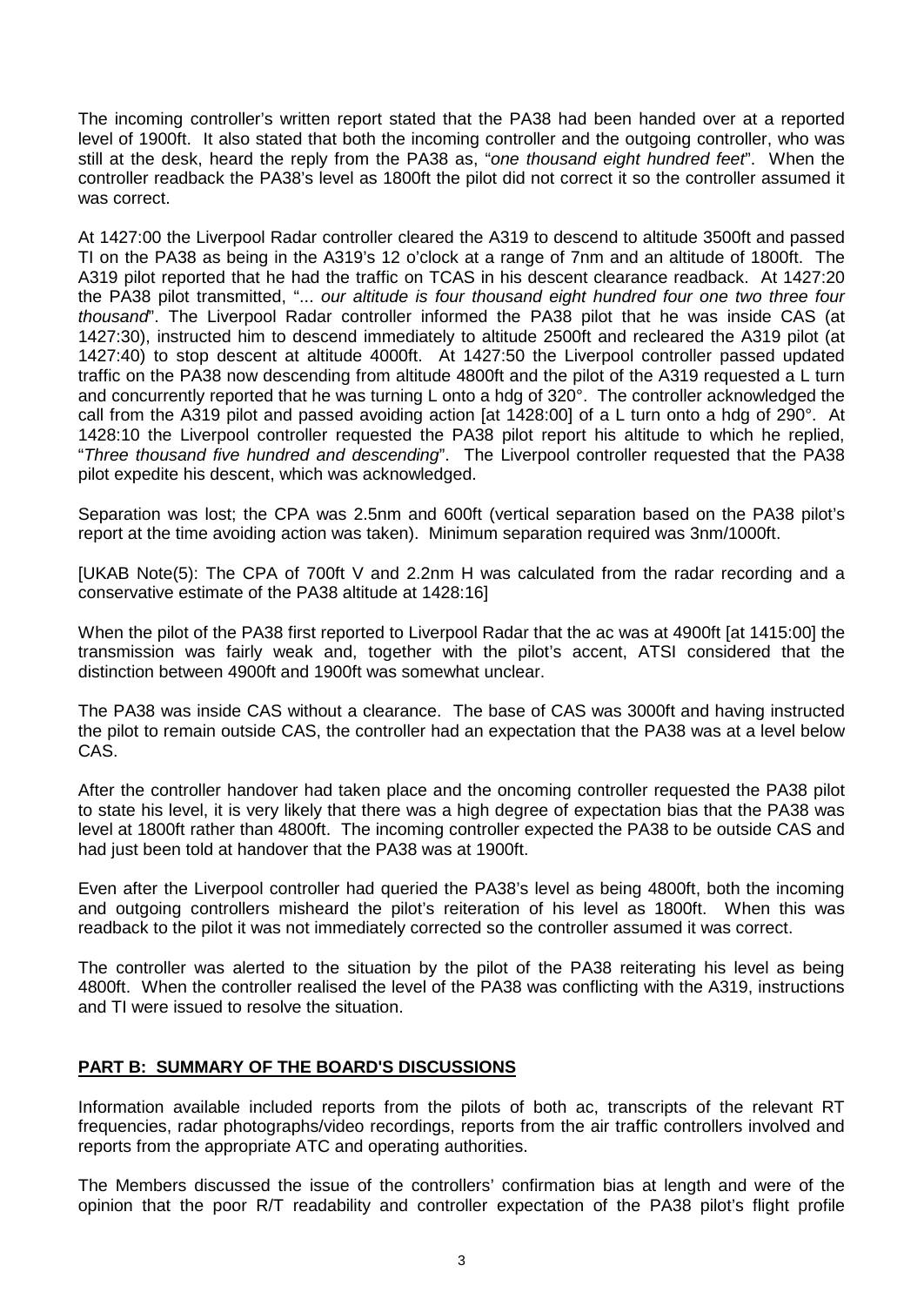The incoming controller's written report stated that the PA38 had been handed over at a reported level of 1900ft. It also stated that both the incoming controller and the outgoing controller, who was still at the desk, heard the reply from the PA38 as, "*one thousand eight hundred feet*". When the controller readback the PA38's level as 1800ft the pilot did not correct it so the controller assumed it was correct.

At 1427:00 the Liverpool Radar controller cleared the A319 to descend to altitude 3500ft and passed TI on the PA38 as being in the A319's 12 o'clock at a range of 7nm and an altitude of 1800ft. The A319 pilot reported that he had the traffic on TCAS in his descent clearance readback. At 1427:20 the PA38 pilot transmitted, "... *our altitude is four thousand eight hundred four one two three four thousand*". The Liverpool Radar controller informed the PA38 pilot that he was inside CAS (at 1427:30), instructed him to descend immediately to altitude 2500ft and recleared the A319 pilot (at 1427:40) to stop descent at altitude 4000ft. At 1427:50 the Liverpool controller passed updated traffic on the PA38 now descending from altitude 4800ft and the pilot of the A319 requested a L turn and concurrently reported that he was turning L onto a hdg of 320°. The controller acknowledged the call from the A319 pilot and passed avoiding action [at 1428:00] of a L turn onto a hdg of 290°. At 1428:10 the Liverpool controller requested the PA38 pilot report his altitude to which he replied, "*Three thousand five hundred and descending*". The Liverpool controller requested that the PA38 pilot expedite his descent, which was acknowledged.

Separation was lost; the CPA was 2.5nm and 600ft (vertical separation based on the PA38 pilot's report at the time avoiding action was taken). Minimum separation required was 3nm/1000ft.

[UKAB Note(5): The CPA of 700ft V and 2.2nm H was calculated from the radar recording and a conservative estimate of the PA38 altitude at 1428:16]

When the pilot of the PA38 first reported to Liverpool Radar that the ac was at 4900ft [at 1415:00] the transmission was fairly weak and, together with the pilot's accent, ATSI considered that the distinction between 4900ft and 1900ft was somewhat unclear.

The PA38 was inside CAS without a clearance. The base of CAS was 3000ft and having instructed the pilot to remain outside CAS, the controller had an expectation that the PA38 was at a level below CAS.

After the controller handover had taken place and the oncoming controller requested the PA38 pilot to state his level, it is very likely that there was a high degree of expectation bias that the PA38 was level at 1800ft rather than 4800ft. The incoming controller expected the PA38 to be outside CAS and had just been told at handover that the PA38 was at 1900ft.

Even after the Liverpool controller had queried the PA38's level as being 4800ft, both the incoming and outgoing controllers misheard the pilot's reiteration of his level as 1800ft. When this was readback to the pilot it was not immediately corrected so the controller assumed it was correct.

The controller was alerted to the situation by the pilot of the PA38 reiterating his level as being 4800ft. When the controller realised the level of the PA38 was conflicting with the A319, instructions and TI were issued to resolve the situation.

## PART B: SUMMARY OF THE BOARD'S DISCUSSIONS

Information available included reports from the pilots of both ac, transcripts of the relevant RT frequencies, radar photographs/video recordings, reports from the air traffic controllers involved and reports from the appropriate ATC and operating authorities.

The Members discussed the issue of the controllers' confirmation bias at length and were of the opinion that the poor R/T readability and controller expectation of the PA38 pilot's flight profile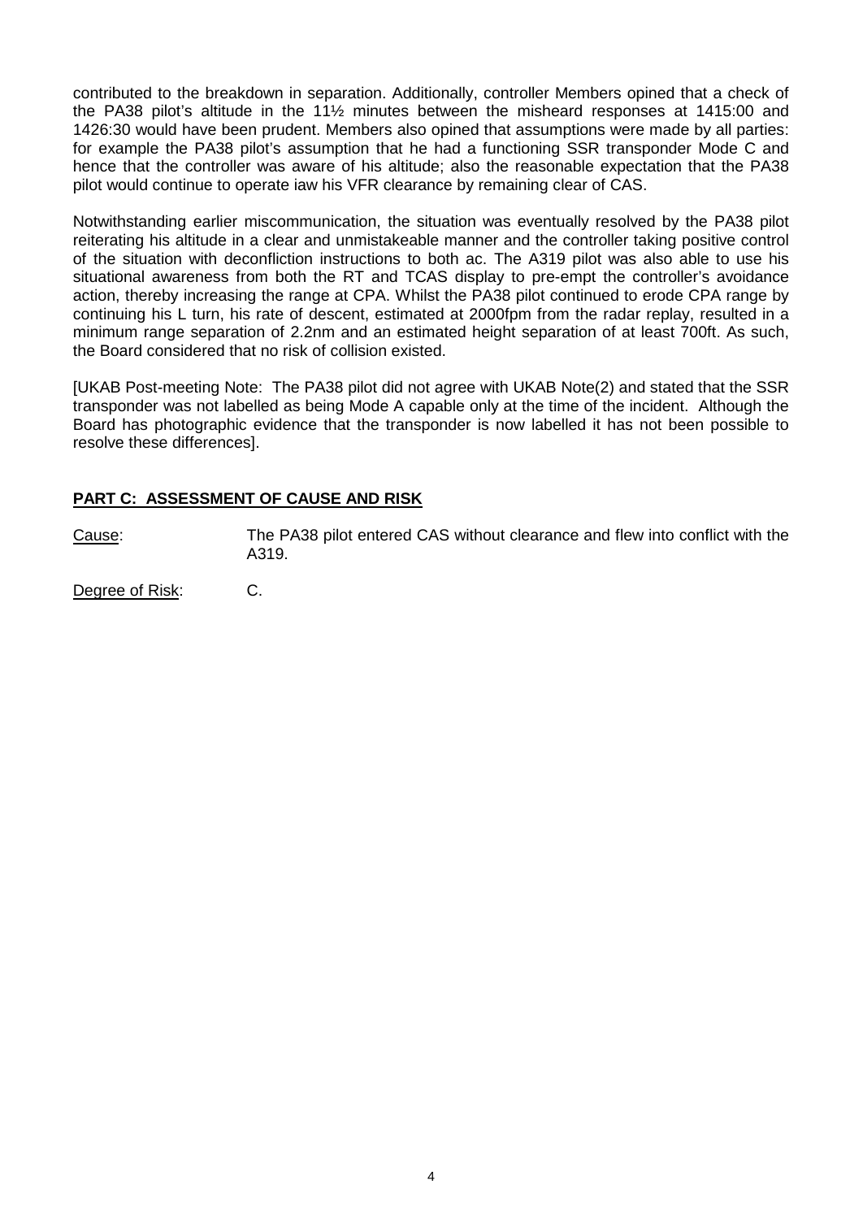contributed to the breakdown in separation. Additionally, controller Members opined that a check of the PA38 pilot's altitude in the 11½ minutes between the misheard responses at 1415:00 and 1426:30 would have been prudent. Members also opined that assumptions were made by all parties: for example the PA38 pilot's assumption that he had a functioning SSR transponder Mode C and hence that the controller was aware of his altitude; also the reasonable expectation that the PA38 pilot would continue to operate iaw his VFR clearance by remaining clear of CAS.

Notwithstanding earlier miscommunication, the situation was eventually resolved by the PA38 pilot reiterating his altitude in a clear and unmistakeable manner and the controller taking positive control of the situation with deconfliction instructions to both ac. The A319 pilot was also able to use his situational awareness from both the RT and TCAS display to pre-empt the controller's avoidance action, thereby increasing the range at CPA. Whilst the PA38 pilot continued to erode CPA range by continuing his L turn, his rate of descent, estimated at 2000fpm from the radar replay, resulted in a minimum range separation of 2.2nm and an estimated height separation of at least 700ft. As such, the Board considered that no risk of collision existed.

[UKAB Post-meeting Note: The PA38 pilot did not agree with UKAB Note(2) and stated that the SSR transponder was not labelled as being Mode A capable only at the time of the incident. Although the Board has photographic evidence that the transponder is now labelled it has not been possible to resolve these differences].

## PART C: ASSESSMENT OF CAUSE AND RISK

Cause: The PA38 pilot entered CAS without clearance and flew into conflict with the A319.

Degree of Risk: C.